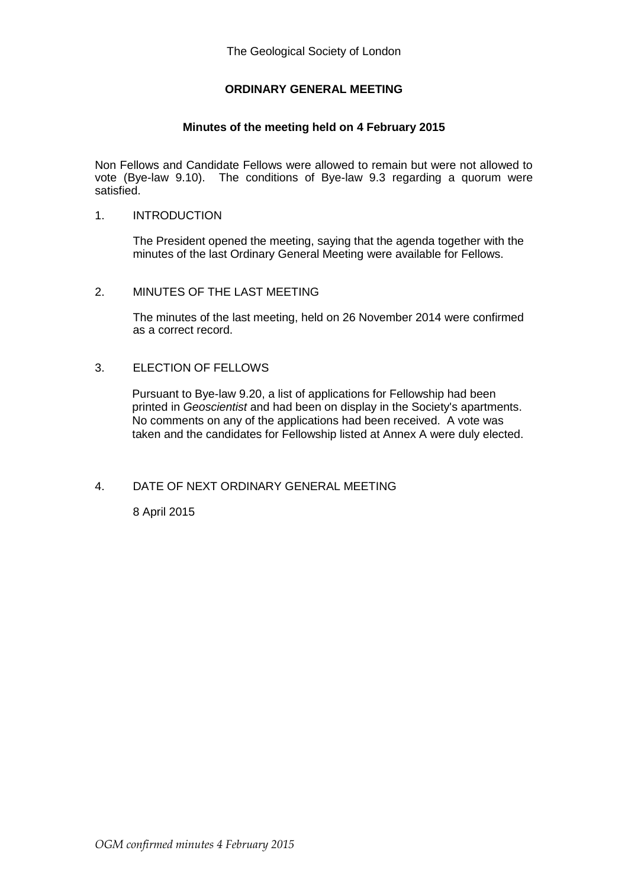The Geological Society of London

## ORDINARY GENERAL MEETING

### Minutes of the meeting held on 4 February 2015

Non Fellows and Candidate Fellows were allowed to remain but were not allowed to vote (Bye-law 9.10). The conditions of Bye-law 9.3 regarding a quorum were satisfied.

1. INTRODUCTION

   The President opened the meeting, saying that the agenda together with the minutes of the last Ordinary General Meeting were available for Fellows.

2. MINUTES OF THE LAST MEETING

   The minutes of the last meeting, held on 26 November 2014 were confirmed as a correct record.

3. ELECTION OF FELLOWS

   Pursuant to Bye-law 9.20, a list of applications for Fellowship had been printed in *Geoscientist* and had been on display in the Society's apartments. No comments on any of the applications had been received. A vote was taken and the candidates for Fellowship listed at Annex A were duly elected.

4. DATE OF NEXT ORDINARY GENERAL MEETING

   8 April 2015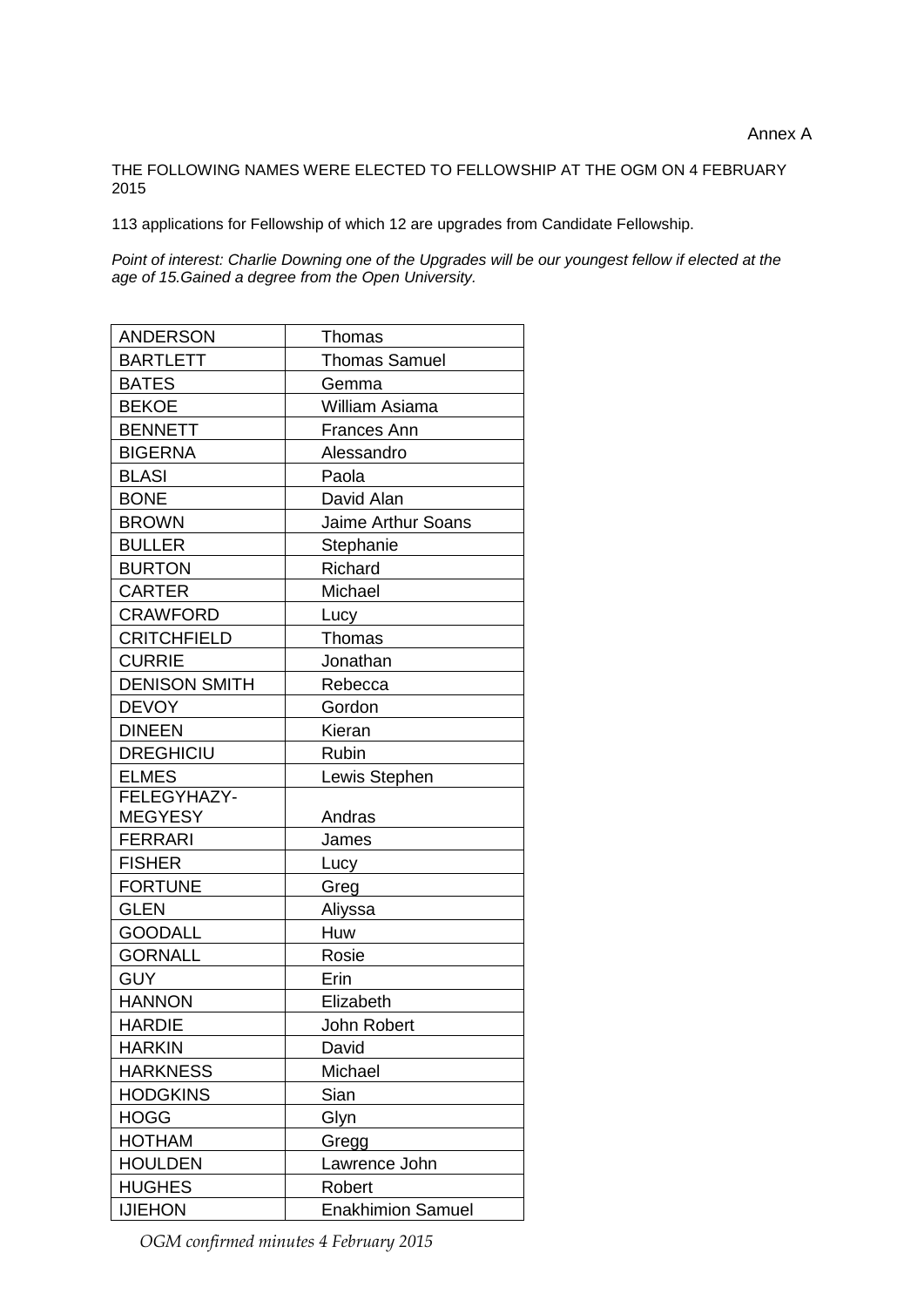Annex A

THE FOLLOWING NAMES WERE ELECTED TO FELLOWSHIP AT THE OGM ON 4 FEBRUARY 2015

113 applications for Fellowship of which 12 are upgrades from Candidate Fellowship.

*Point of interest: Charlie Downing one of the Upgrades will be our youngest fellow if elected at the age of 15.Gained a degree from the Open University.*

| | |
|---|---|
| ANDERSON | Thomas |
| BARTLETT | Thomas Samuel |
| BATES | Gemma |
| BEKOE | William Asiama |
| BENNETT | Frances Ann |
| BIGERNA | Alessandro |
| BLASI | Paola |
| BONE | David Alan |
| BROWN | Jaime Arthur Soans |
| BULLER | Stephanie |
| BURTON | Richard |
| CARTER | Michael |
| CRAWFORD | Lucy |
| CRITCHFIELD | Thomas |
| CURRIE | Jonathan |
| DENISON SMITH | Rebecca |
| DEVOY | Gordon |
| DINEEN | Kieran |
| DREGHICIU | Rubin |
| ELMES | Lewis Stephen |
| FELEGYHAZY-MEGYESY | Andras |
| FERRARI | James |
| FISHER | Lucy |
| FORTUNE | Greg |
| GLEN | Aliyssa |
| GOODALL | Huw |
| GORNALL | Rosie |
| GUY | Erin |
| HANNON | Elizabeth |
| HARDIE | John Robert |
| HARKIN | David |
| HARKNESS | Michael |
| HODGKINS | Sian |
| HOGG | Glyn |
| HOTHAM | Gregg |
| HOULDEN | Lawrence John |
| HUGHES | Robert |
| IJIEHON | Enakhimion Samuel |

*OGM confirmed minutes 4 February 2015*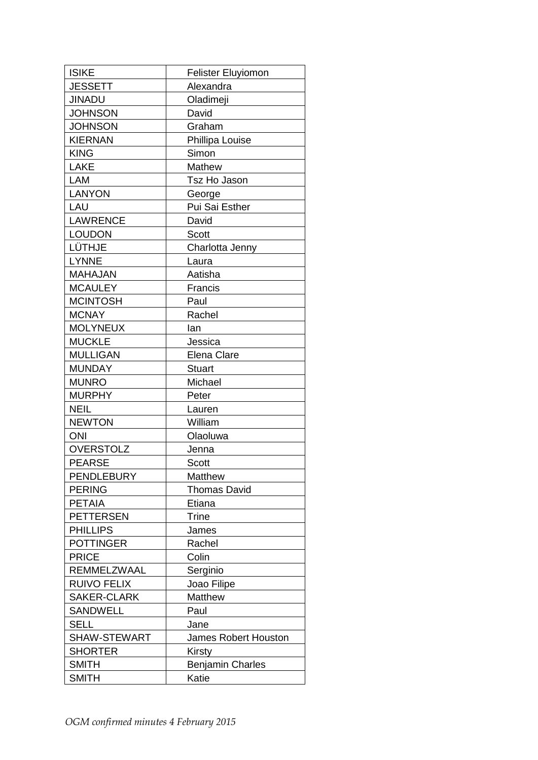| ISIKE | Felister Eluyiomon |
|---|---|
| JESSETT | Alexandra |
| JINADU | Oladimeji |
| JOHNSON | David |
| JOHNSON | Graham |
| KIERNAN | Phillipa Louise |
| KING | Simon |
| LAKE | Mathew |
| LAM | Tsz Ho Jason |
| LANYON | George |
| LAU | Pui Sai Esther |
| LAWRENCE | David |
| LOUDON | Scott |
| LÜTHJE | Charlotta Jenny |
| LYNNE | Laura |
| MAHAJAN | Aatisha |
| MCAULEY | Francis |
| MCINTOSH | Paul |
| MCNAY | Rachel |
| MOLYNEUX | Ian |
| MUCKLE | Jessica |
| MULLIGAN | Elena Clare |
| MUNDAY | Stuart |
| MUNRO | Michael |
| MURPHY | Peter |
| NEIL | Lauren |
| NEWTON | William |
| ONI | Olaoluwa |
| OVERSTOLZ | Jenna |
| PEARSE | Scott |
| PENDLEBURY | Matthew |
| PERING | Thomas David |
| PETAIA | Etiana |
| PETTERSEN | Trine |
| PHILLIPS | James |
| POTTINGER | Rachel |
| PRICE | Colin |
| REMMELZWAAL | Serginio |
| RUIVO FELIX | Joao Filipe |
| SAKER-CLARK | Matthew |
| SANDWELL | Paul |
| SELL | Jane |
| SHAW-STEWART | James Robert Houston |
| SHORTER | Kirsty |
| SMITH | Benjamin Charles |
| SMITH | Katie |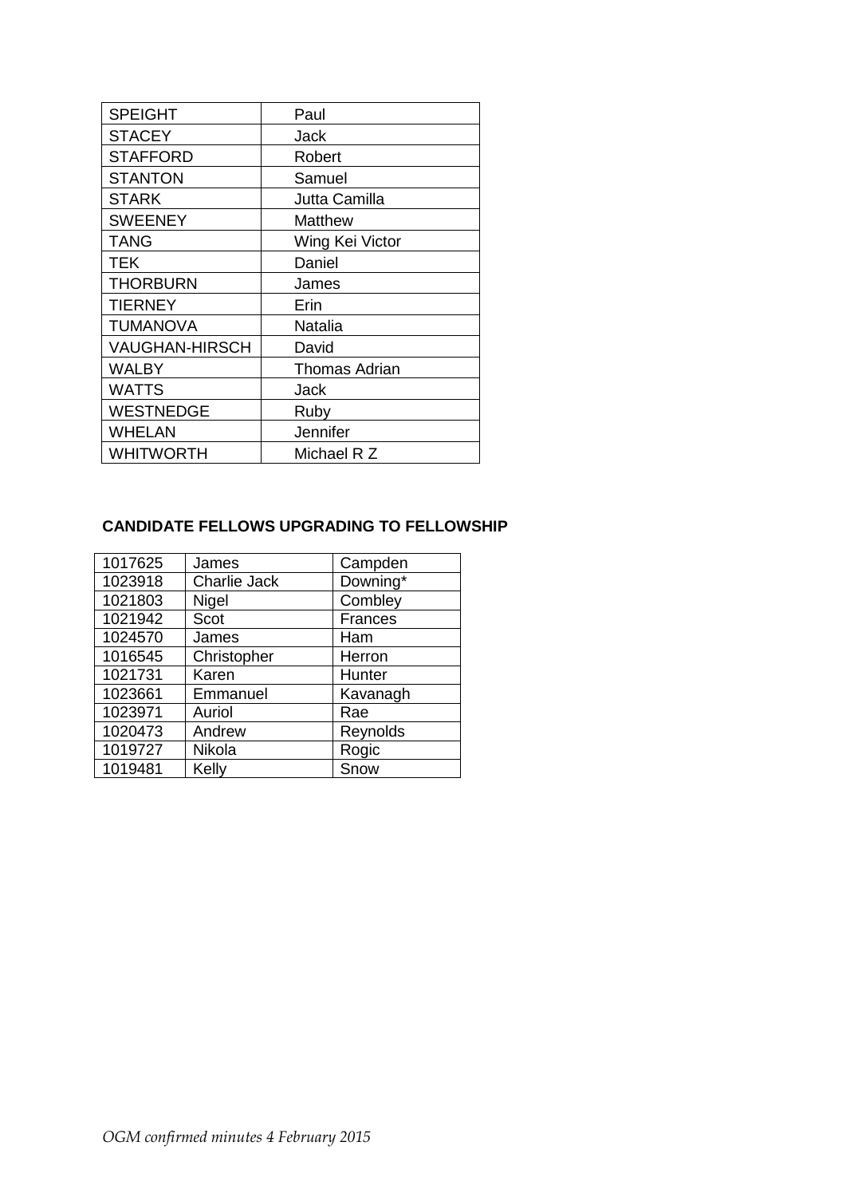| | |
|---|---|
| SPEIGHT | Paul |
| STACEY | Jack |
| STAFFORD | Robert |
| STANTON | Samuel |
| STARK | Jutta Camilla |
| SWEENEY | Matthew |
| TANG | Wing Kei Victor |
| TEK | Daniel |
| THORBURN | James |
| TIERNEY | Erin |
| TUMANOVA | Natalia |
| VAUGHAN-HIRSCH | David |
| WALBY | Thomas Adrian |
| WATTS | Jack |
| WESTNEDGE | Ruby |
| WHELAN | Jennifer |
| WHITWORTH | Michael R Z |

**CANDIDATE FELLOWS UPGRADING TO FELLOWSHIP**

| | | |
|---|---|---|
| 1017625 | James | Campden |
| 1023918 | Charlie Jack | Downing* |
| 1021803 | Nigel | Combley |
| 1021942 | Scot | Frances |
| 1024570 | James | Ham |
| 1016545 | Christopher | Herron |
| 1021731 | Karen | Hunter |
| 1023661 | Emmanuel | Kavanagh |
| 1023971 | Auriol | Rae |
| 1020473 | Andrew | Reynolds |
| 1019727 | Nikola | Rogic |
| 1019481 | Kelly | Snow |